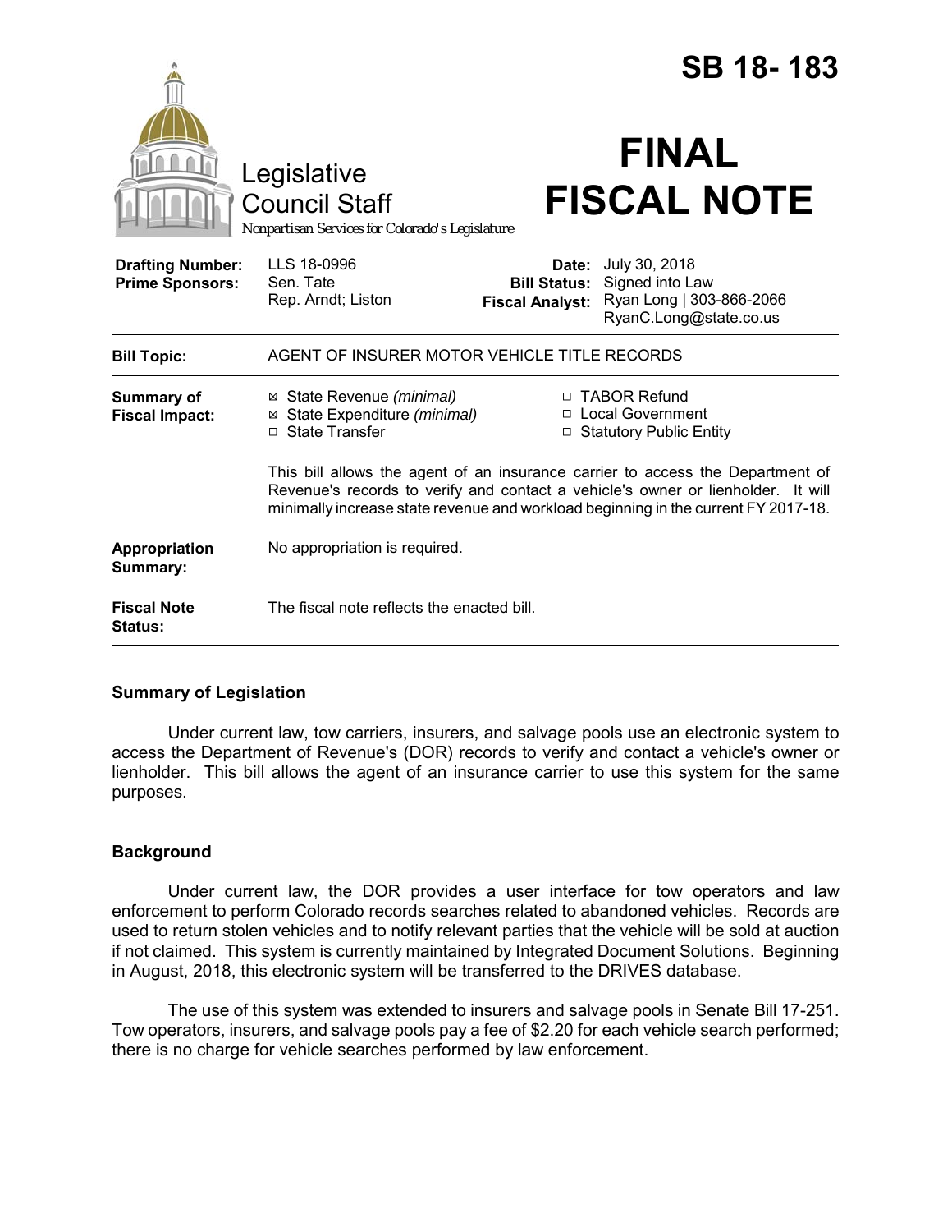# SB 18-183

Legislative Council Staff

*Nonpartisan Services for Colorado's Legislature*

# FINAL FISCAL NOTE

| | | | |
|---|---|---|---|
| **Drafting Number:** | LLS 18-0996 | **Date:** | July 30, 2018 |
| **Prime Sponsors:** | Sen. Tate<br>Rep. Arndt; Liston | **Bill Status:** | Signed into Law |
| | | **Fiscal Analyst:** | Ryan Long \| 303-866-2066<br>RyanC.Long@state.co.us |

| | |
|---|---|
| **Bill Topic:** | AGENT OF INSURER MOTOR VEHICLE TITLE RECORDS |
| **Summary of Fiscal Impact:** | ☒ State Revenue *(minimal)*<br>☒ State Expenditure *(minimal)*<br>☐ State Transfer<br>☐ TABOR Refund<br>☐ Local Government<br>☐ Statutory Public Entity<br><br>This bill allows the agent of an insurance carrier to access the Department of Revenue's records to verify and contact a vehicle's owner or lienholder. It will minimally increase state revenue and workload beginning in the current FY 2017-18. |
| **Appropriation Summary:** | No appropriation is required. |
| **Fiscal Note Status:** | The fiscal note reflects the enacted bill. |

## Summary of Legislation

Under current law, tow carriers, insurers, and salvage pools use an electronic system to access the Department of Revenue's (DOR) records to verify and contact a vehicle's owner or lienholder. This bill allows the agent of an insurance carrier to use this system for the same purposes.

## Background

Under current law, the DOR provides a user interface for tow operators and law enforcement to perform Colorado records searches related to abandoned vehicles. Records are used to return stolen vehicles and to notify relevant parties that the vehicle will be sold at auction if not claimed. This system is currently maintained by Integrated Document Solutions. Beginning in August, 2018, this electronic system will be transferred to the DRIVES database.

The use of this system was extended to insurers and salvage pools in Senate Bill 17-251. Tow operators, insurers, and salvage pools pay a fee of $2.20 for each vehicle search performed; there is no charge for vehicle searches performed by law enforcement.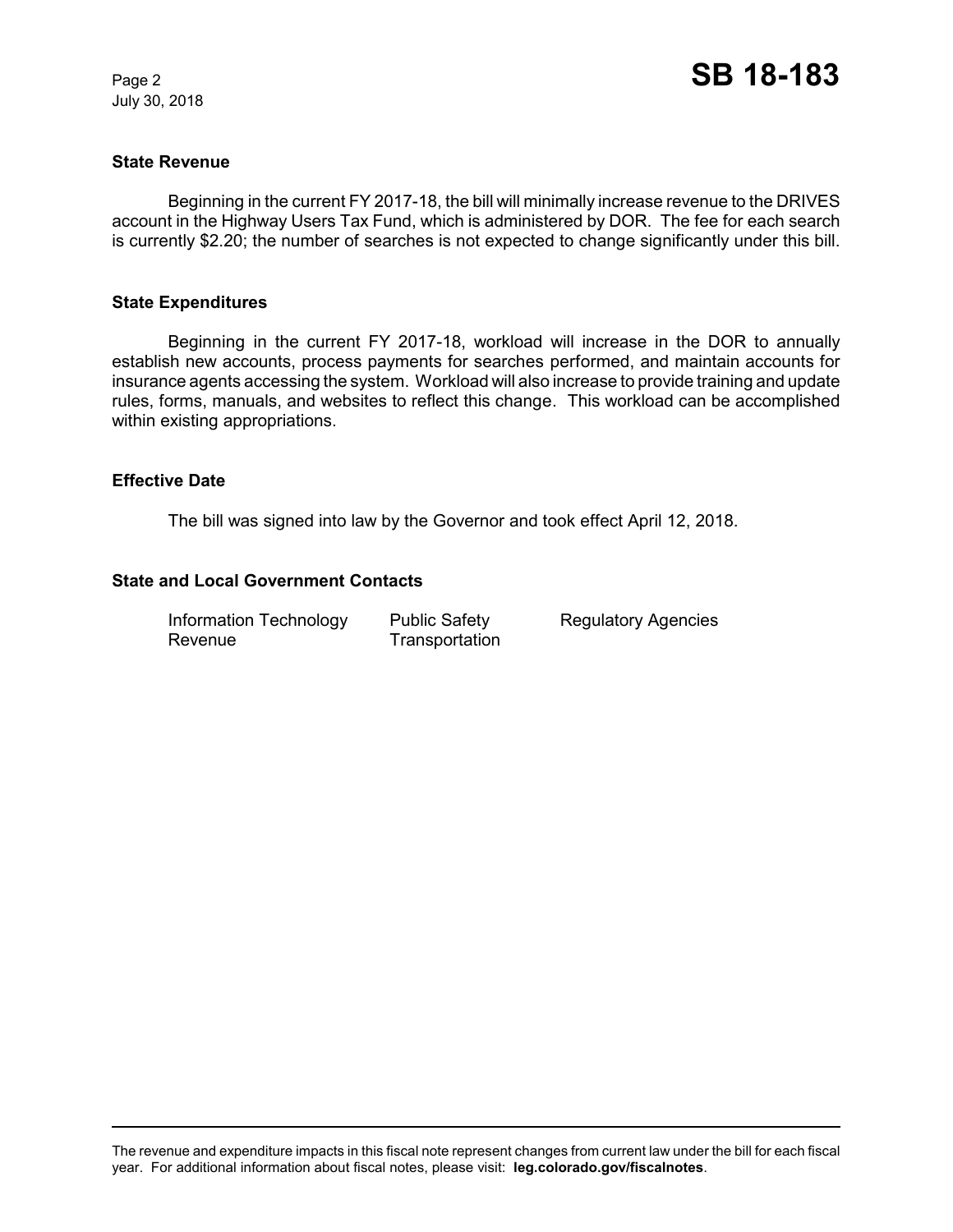## State Revenue

Beginning in the current FY 2017-18, the bill will minimally increase revenue to the DRIVES account in the Highway Users Tax Fund, which is administered by DOR. The fee for each search is currently \$2.20; the number of searches is not expected to change significantly under this bill.

## State Expenditures

Beginning in the current FY 2017-18, workload will increase in the DOR to annually establish new accounts, process payments for searches performed, and maintain accounts for insurance agents accessing the system. Workload will also increase to provide training and update rules, forms, manuals, and websites to reflect this change. This workload can be accomplished within existing appropriations.

## Effective Date

The bill was signed into law by the Governor and took effect April 12, 2018.

## State and Local Government Contacts

| | | |
|---|---|---|
| Information Technology | Public Safety | Regulatory Agencies |
| Revenue | Transportation | |

The revenue and expenditure impacts in this fiscal note represent changes from current law under the bill for each fiscal year. For additional information about fiscal notes, please visit: **leg.colorado.gov/fiscalnotes**.